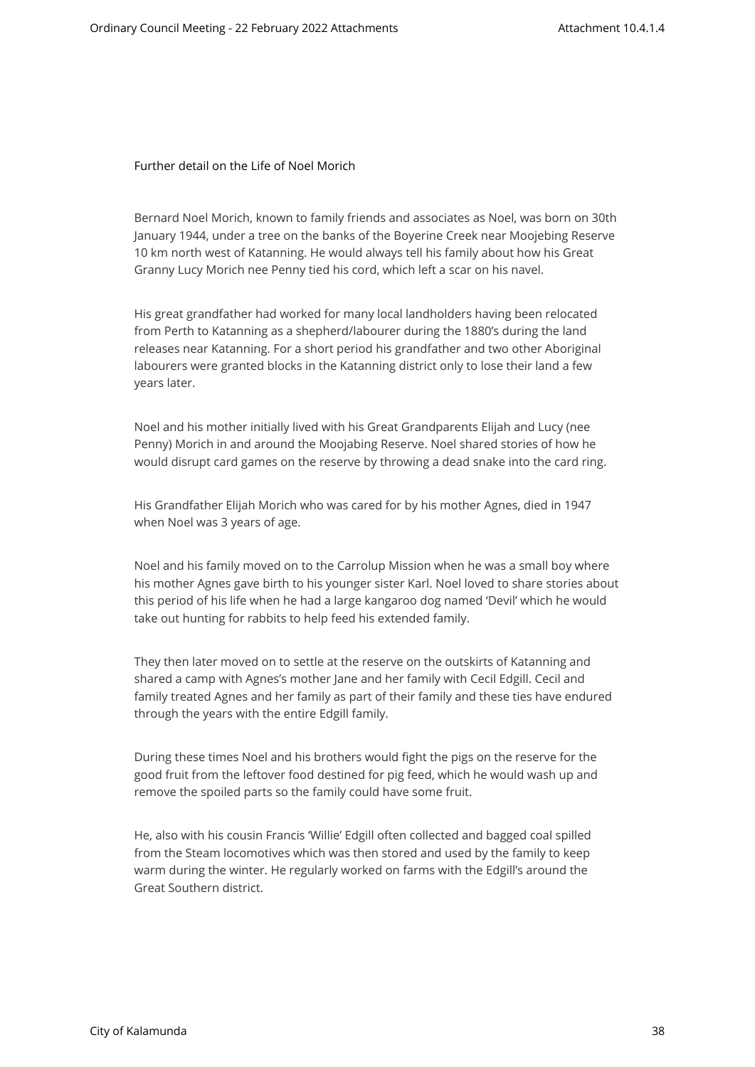Further detail on the Life of Noel Morich

Bernard Noel Morich, known to family friends and associates as Noel, was born on 30th January 1944, under a tree on the banks of the Boyerine Creek near Moojebing Reserve 10 km north west of Katanning. He would always tell his family about how his Great Granny Lucy Morich nee Penny tied his cord, which left a scar on his navel.

His great grandfather had worked for many local landholders having been relocated from Perth to Katanning as a shepherd/labourer during the 1880's during the land releases near Katanning. For a short period his grandfather and two other Aboriginal labourers were granted blocks in the Katanning district only to lose their land a few years later.

Noel and his mother initially lived with his Great Grandparents Elijah and Lucy (nee Penny) Morich in and around the Moojabing Reserve. Noel shared stories of how he would disrupt card games on the reserve by throwing a dead snake into the card ring.

His Grandfather Elijah Morich who was cared for by his mother Agnes, died in 1947 when Noel was 3 years of age.

Noel and his family moved on to the Carrolup Mission when he was a small boy where his mother Agnes gave birth to his younger sister Karl. Noel loved to share stories about this period of his life when he had a large kangaroo dog named 'Devil' which he would take out hunting for rabbits to help feed his extended family.

They then later moved on to settle at the reserve on the outskirts of Katanning and shared a camp with Agnes's mother Jane and her family with Cecil Edgill. Cecil and family treated Agnes and her family as part of their family and these ties have endured through the years with the entire Edgill family.

During these times Noel and his brothers would fight the pigs on the reserve for the good fruit from the leftover food destined for pig feed, which he would wash up and remove the spoiled parts so the family could have some fruit.

He, also with his cousin Francis 'Willie' Edgill often collected and bagged coal spilled from the Steam locomotives which was then stored and used by the family to keep warm during the winter. He regularly worked on farms with the Edgill's around the Great Southern district.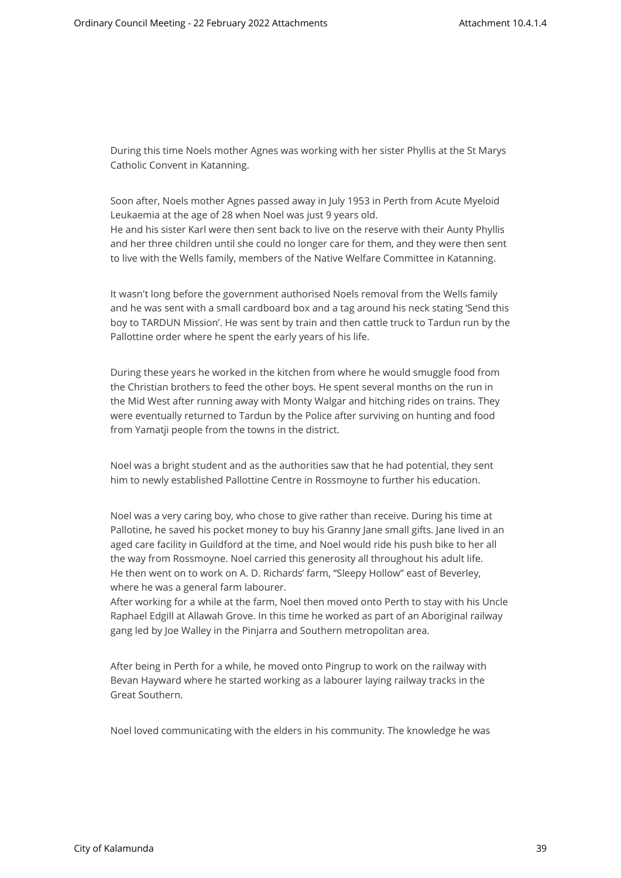During this time Noels mother Agnes was working with her sister Phyllis at the St Marys Catholic Convent in Katanning.

Soon after, Noels mother Agnes passed away in July 1953 in Perth from Acute Myeloid Leukaemia at the age of 28 when Noel was just 9 years old.
He and his sister Karl were then sent back to live on the reserve with their Aunty Phyllis and her three children until she could no longer care for them, and they were then sent to live with the Wells family, members of the Native Welfare Committee in Katanning.

It wasn't long before the government authorised Noels removal from the Wells family and he was sent with a small cardboard box and a tag around his neck stating 'Send this boy to TARDUN Mission'. He was sent by train and then cattle truck to Tardun run by the Pallottine order where he spent the early years of his life.

During these years he worked in the kitchen from where he would smuggle food from the Christian brothers to feed the other boys. He spent several months on the run in the Mid West after running away with Monty Walgar and hitching rides on trains. They were eventually returned to Tardun by the Police after surviving on hunting and food from Yamatji people from the towns in the district.

Noel was a bright student and as the authorities saw that he had potential, they sent him to newly established Pallottine Centre in Rossmoyne to further his education.

Noel was a very caring boy, who chose to give rather than receive. During his time at Pallotine, he saved his pocket money to buy his Granny Jane small gifts. Jane lived in an aged care facility in Guildford at the time, and Noel would ride his push bike to her all the way from Rossmoyne. Noel carried this generosity all throughout his adult life.
He then went on to work on A. D. Richards' farm, "Sleepy Hollow" east of Beverley, where he was a general farm labourer.
After working for a while at the farm, Noel then moved onto Perth to stay with his Uncle Raphael Edgill at Allawah Grove. In this time he worked as part of an Aboriginal railway gang led by Joe Walley in the Pinjarra and Southern metropolitan area.

After being in Perth for a while, he moved onto Pingrup to work on the railway with Bevan Hayward where he started working as a labourer laying railway tracks in the Great Southern.

Noel loved communicating with the elders in his community. The knowledge he was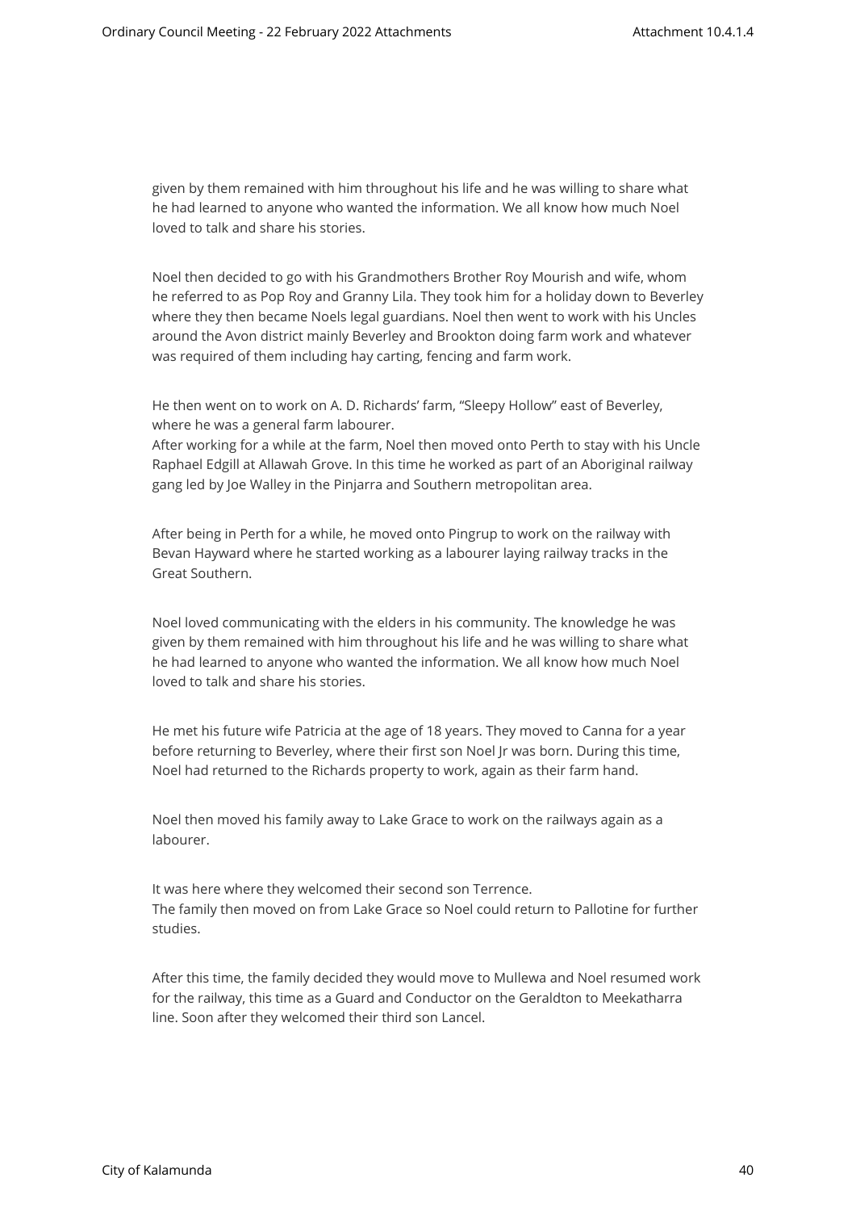given by them remained with him throughout his life and he was willing to share what he had learned to anyone who wanted the information. We all know how much Noel loved to talk and share his stories.

Noel then decided to go with his Grandmothers Brother Roy Mourish and wife, whom he referred to as Pop Roy and Granny Lila. They took him for a holiday down to Beverley where they then became Noels legal guardians. Noel then went to work with his Uncles around the Avon district mainly Beverley and Brookton doing farm work and whatever was required of them including hay carting, fencing and farm work.

He then went on to work on A. D. Richards' farm, "Sleepy Hollow" east of Beverley, where he was a general farm labourer.
After working for a while at the farm, Noel then moved onto Perth to stay with his Uncle Raphael Edgill at Allawah Grove. In this time he worked as part of an Aboriginal railway gang led by Joe Walley in the Pinjarra and Southern metropolitan area.

After being in Perth for a while, he moved onto Pingrup to work on the railway with Bevan Hayward where he started working as a labourer laying railway tracks in the Great Southern.

Noel loved communicating with the elders in his community. The knowledge he was given by them remained with him throughout his life and he was willing to share what he had learned to anyone who wanted the information. We all know how much Noel loved to talk and share his stories.

He met his future wife Patricia at the age of 18 years. They moved to Canna for a year before returning to Beverley, where their first son Noel Jr was born. During this time, Noel had returned to the Richards property to work, again as their farm hand.

Noel then moved his family away to Lake Grace to work on the railways again as a labourer.

It was here where they welcomed their second son Terrence.
The family then moved on from Lake Grace so Noel could return to Pallotine for further studies.

After this time, the family decided they would move to Mullewa and Noel resumed work for the railway, this time as a Guard and Conductor on the Geraldton to Meekatharra line. Soon after they welcomed their third son Lancel.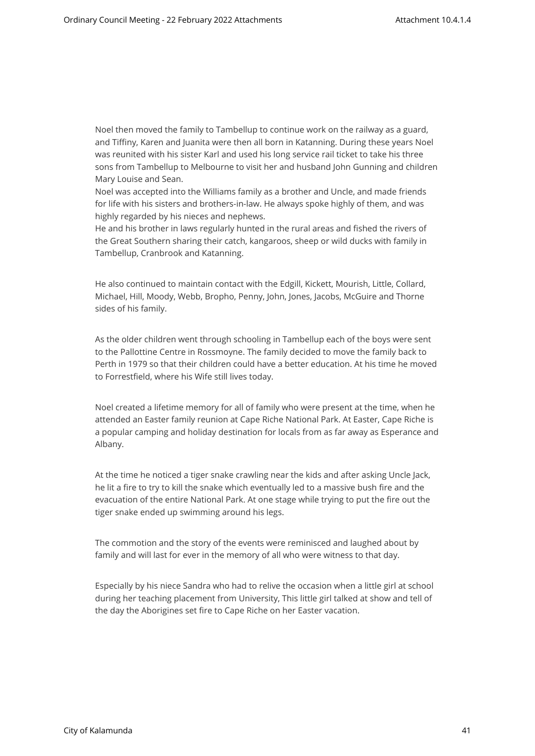Noel then moved the family to Tambellup to continue work on the railway as a guard, and Tiffiny, Karen and Juanita were then all born in Katanning. During these years Noel was reunited with his sister Karl and used his long service rail ticket to take his three sons from Tambellup to Melbourne to visit her and husband John Gunning and children Mary Louise and Sean.

Noel was accepted into the Williams family as a brother and Uncle, and made friends for life with his sisters and brothers-in-law. He always spoke highly of them, and was highly regarded by his nieces and nephews.

He and his brother in laws regularly hunted in the rural areas and fished the rivers of the Great Southern sharing their catch, kangaroos, sheep or wild ducks with family in Tambellup, Cranbrook and Katanning.

He also continued to maintain contact with the Edgill, Kickett, Mourish, Little, Collard, Michael, Hill, Moody, Webb, Bropho, Penny, John, Jones, Jacobs, McGuire and Thorne sides of his family.

As the older children went through schooling in Tambellup each of the boys were sent to the Pallottine Centre in Rossmoyne. The family decided to move the family back to Perth in 1979 so that their children could have a better education. At his time he moved to Forrestfield, where his Wife still lives today.

Noel created a lifetime memory for all of family who were present at the time, when he attended an Easter family reunion at Cape Riche National Park. At Easter, Cape Riche is a popular camping and holiday destination for locals from as far away as Esperance and Albany.

At the time he noticed a tiger snake crawling near the kids and after asking Uncle Jack, he lit a fire to try to kill the snake which eventually led to a massive bush fire and the evacuation of the entire National Park. At one stage while trying to put the fire out the tiger snake ended up swimming around his legs.

The commotion and the story of the events were reminisced and laughed about by family and will last for ever in the memory of all who were witness to that day.

Especially by his niece Sandra who had to relive the occasion when a little girl at school during her teaching placement from University, This little girl talked at show and tell of the day the Aborigines set fire to Cape Riche on her Easter vacation.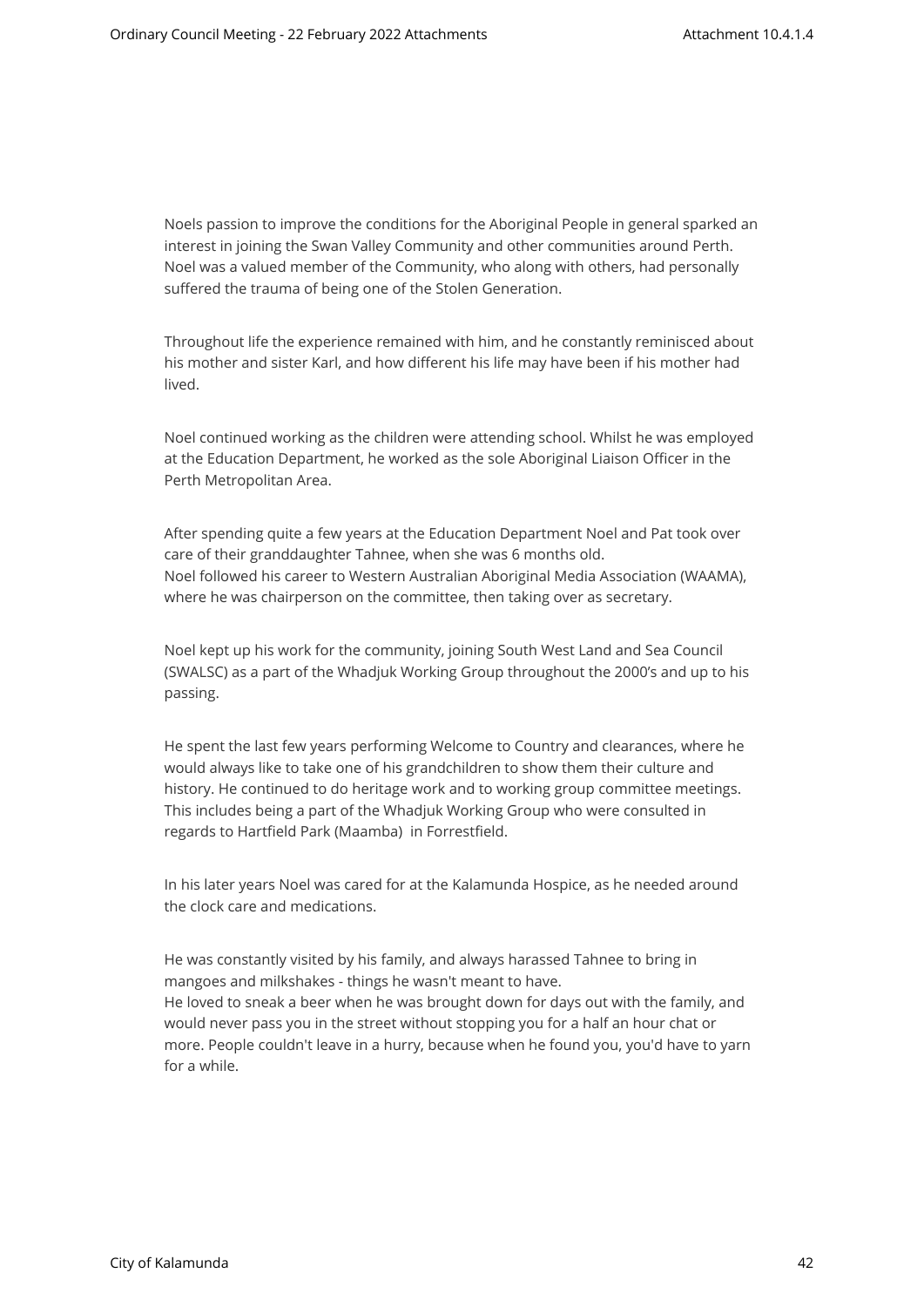Noels passion to improve the conditions for the Aboriginal People in general sparked an interest in joining the Swan Valley Community and other communities around Perth. Noel was a valued member of the Community, who along with others, had personally suffered the trauma of being one of the Stolen Generation.

Throughout life the experience remained with him, and he constantly reminisced about his mother and sister Karl, and how different his life may have been if his mother had lived.

Noel continued working as the children were attending school. Whilst he was employed at the Education Department, he worked as the sole Aboriginal Liaison Officer in the Perth Metropolitan Area.

After spending quite a few years at the Education Department Noel and Pat took over care of their granddaughter Tahnee, when she was 6 months old.
Noel followed his career to Western Australian Aboriginal Media Association (WAAMA), where he was chairperson on the committee, then taking over as secretary.

Noel kept up his work for the community, joining South West Land and Sea Council (SWALSC) as a part of the Whadjuk Working Group throughout the 2000's and up to his passing.

He spent the last few years performing Welcome to Country and clearances, where he would always like to take one of his grandchildren to show them their culture and history. He continued to do heritage work and to working group committee meetings. This includes being a part of the Whadjuk Working Group who were consulted in regards to Hartfield Park (Maamba) in Forrestfield.

In his later years Noel was cared for at the Kalamunda Hospice, as he needed around the clock care and medications.

He was constantly visited by his family, and always harassed Tahnee to bring in mangoes and milkshakes - things he wasn't meant to have.
He loved to sneak a beer when he was brought down for days out with the family, and would never pass you in the street without stopping you for a half an hour chat or more. People couldn't leave in a hurry, because when he found you, you'd have to yarn for a while.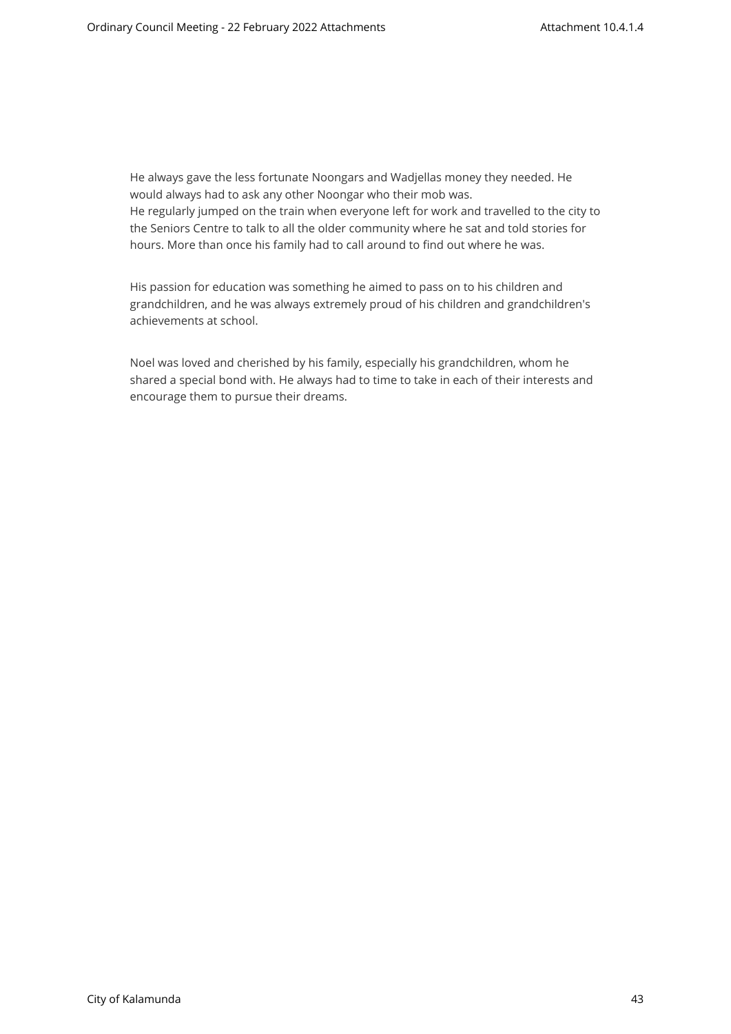He always gave the less fortunate Noongars and Wadjellas money they needed. He would always had to ask any other Noongar who their mob was.
He regularly jumped on the train when everyone left for work and travelled to the city to the Seniors Centre to talk to all the older community where he sat and told stories for hours. More than once his family had to call around to find out where he was.

His passion for education was something he aimed to pass on to his children and grandchildren, and he was always extremely proud of his children and grandchildren's achievements at school.

Noel was loved and cherished by his family, especially his grandchildren, whom he shared a special bond with. He always had to time to take in each of their interests and encourage them to pursue their dreams.